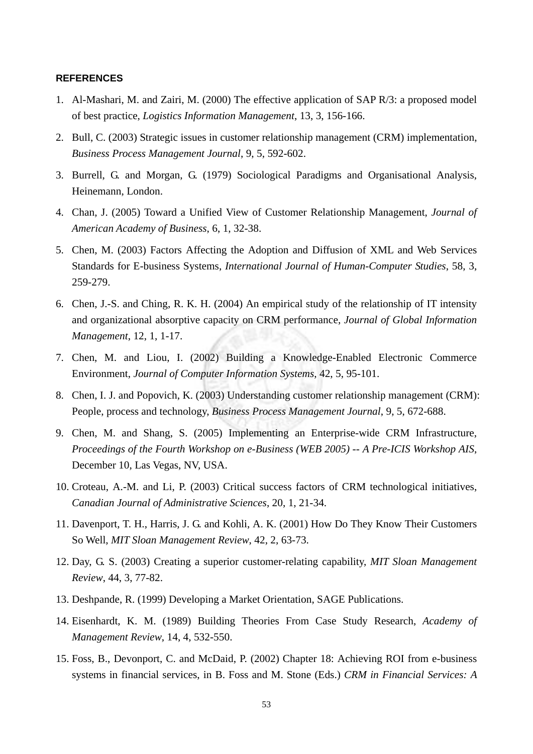**REFERENCES**

1. Al-Mashari, M. and Zairi, M. (2000) The effective application of SAP R/3: a proposed model of best practice, *Logistics Information Management*, 13, 3, 156-166.
2. Bull, C. (2003) Strategic issues in customer relationship management (CRM) implementation, *Business Process Management Journal*, 9, 5, 592-602.
3. Burrell, G. and Morgan, G. (1979) Sociological Paradigms and Organisational Analysis, Heinemann, London.
4. Chan, J. (2005) Toward a Unified View of Customer Relationship Management, *Journal of American Academy of Business*, 6, 1, 32-38.
5. Chen, M. (2003) Factors Affecting the Adoption and Diffusion of XML and Web Services Standards for E-business Systems, *International Journal of Human-Computer Studies*, 58, 3, 259-279.
6. Chen, J.-S. and Ching, R. K. H. (2004) An empirical study of the relationship of IT intensity and organizational absorptive capacity on CRM performance, *Journal of Global Information Management*, 12, 1, 1-17.
7. Chen, M. and Liou, I. (2002) Building a Knowledge-Enabled Electronic Commerce Environment, *Journal of Computer Information Systems*, 42, 5, 95-101.
8. Chen, I. J. and Popovich, K. (2003) Understanding customer relationship management (CRM): People, process and technology, *Business Process Management Journal*, 9, 5, 672-688.
9. Chen, M. and Shang, S. (2005) Implementing an Enterprise-wide CRM Infrastructure, *Proceedings of the Fourth Workshop on e-Business (WEB 2005) -- A Pre-ICIS Workshop AIS*, December 10, Las Vegas, NV, USA.
10. Croteau, A.-M. and Li, P. (2003) Critical success factors of CRM technological initiatives, *Canadian Journal of Administrative Sciences*, 20, 1, 21-34.
11. Davenport, T. H., Harris, J. G. and Kohli, A. K. (2001) How Do They Know Their Customers So Well, *MIT Sloan Management Review*, 42, 2, 63-73.
12. Day, G. S. (2003) Creating a superior customer-relating capability, *MIT Sloan Management Review*, 44, 3, 77-82.
13. Deshpande, R. (1999) Developing a Market Orientation, SAGE Publications.
14. Eisenhardt, K. M. (1989) Building Theories From Case Study Research, *Academy of Management Review*, 14, 4, 532-550.
15. Foss, B., Devonport, C. and McDaid, P. (2002) Chapter 18: Achieving ROI from e-business systems in financial services, in B. Foss and M. Stone (Eds.) *CRM in Financial Services: A*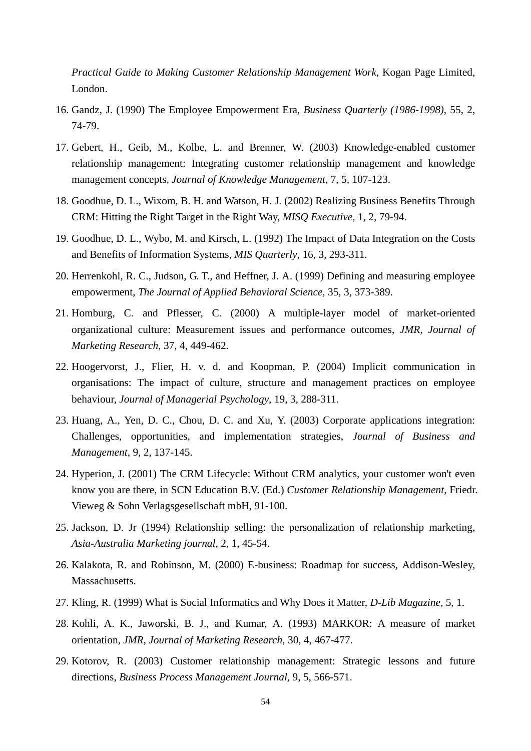*Practical Guide to Making Customer Relationship Management Work*, Kogan Page Limited, London.

16. Gandz, J. (1990) The Employee Empowerment Era, *Business Quarterly (1986-1998)*, 55, 2, 74-79.
17. Gebert, H., Geib, M., Kolbe, L. and Brenner, W. (2003) Knowledge-enabled customer relationship management: Integrating customer relationship management and knowledge management concepts, *Journal of Knowledge Management*, 7, 5, 107-123.
18. Goodhue, D. L., Wixom, B. H. and Watson, H. J. (2002) Realizing Business Benefits Through CRM: Hitting the Right Target in the Right Way, *MISQ Executive*, 1, 2, 79-94.
19. Goodhue, D. L., Wybo, M. and Kirsch, L. (1992) The Impact of Data Integration on the Costs and Benefits of Information Systems, *MIS Quarterly*, 16, 3, 293-311.
20. Herrenkohl, R. C., Judson, G. T., and Heffner, J. A. (1999) Defining and measuring employee empowerment, *The Journal of Applied Behavioral Science*, 35, 3, 373-389.
21. Homburg, C. and Pflesser, C. (2000) A multiple-layer model of market-oriented organizational culture: Measurement issues and performance outcomes, *JMR, Journal of Marketing Research*, 37, 4, 449-462.
22. Hoogervorst, J., Flier, H. v. d. and Koopman, P. (2004) Implicit communication in organisations: The impact of culture, structure and management practices on employee behaviour, *Journal of Managerial Psychology*, 19, 3, 288-311.
23. Huang, A., Yen, D. C., Chou, D. C. and Xu, Y. (2003) Corporate applications integration: Challenges, opportunities, and implementation strategies, *Journal of Business and Management*, 9, 2, 137-145.
24. Hyperion, J. (2001) The CRM Lifecycle: Without CRM analytics, your customer won't even know you are there, in SCN Education B.V. (Ed.) *Customer Relationship Management*, Friedr. Vieweg & Sohn Verlagsgesellschaft mbH, 91-100.
25. Jackson, D. Jr (1994) Relationship selling: the personalization of relationship marketing, *Asia-Australia Marketing journal*, 2, 1, 45-54.
26. Kalakota, R. and Robinson, M. (2000) E-business: Roadmap for success, Addison-Wesley, Massachusetts.
27. Kling, R. (1999) What is Social Informatics and Why Does it Matter, *D-Lib Magazine*, 5, 1.
28. Kohli, A. K., Jaworski, B. J., and Kumar, A. (1993) MARKOR: A measure of market orientation, *JMR, Journal of Marketing Research*, 30, 4, 467-477.
29. Kotorov, R. (2003) Customer relationship management: Strategic lessons and future directions, *Business Process Management Journal*, 9, 5, 566-571.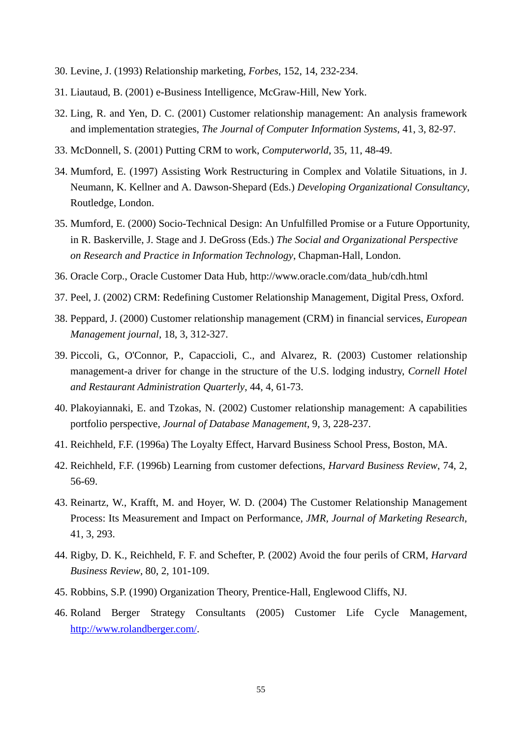30. Levine, J. (1993) Relationship marketing, *Forbes*, 152, 14, 232-234.
31. Liautaud, B. (2001) e-Business Intelligence, McGraw-Hill, New York.
32. Ling, R. and Yen, D. C. (2001) Customer relationship management: An analysis framework and implementation strategies, *The Journal of Computer Information Systems*, 41, 3, 82-97.
33. McDonnell, S. (2001) Putting CRM to work, *Computerworld*, 35, 11, 48-49.
34. Mumford, E. (1997) Assisting Work Restructuring in Complex and Volatile Situations, in J. Neumann, K. Kellner and A. Dawson-Shepard (Eds.) *Developing Organizational Consultancy*, Routledge, London.
35. Mumford, E. (2000) Socio-Technical Design: An Unfulfilled Promise or a Future Opportunity, in R. Baskerville, J. Stage and J. DeGross (Eds.) *The Social and Organizational Perspective on Research and Practice in Information Technology*, Chapman-Hall, London.
36. Oracle Corp., Oracle Customer Data Hub, http://www.oracle.com/data_hub/cdh.html
37. Peel, J. (2002) CRM: Redefining Customer Relationship Management, Digital Press, Oxford.
38. Peppard, J. (2000) Customer relationship management (CRM) in financial services, *European Management journal*, 18, 3, 312-327.
39. Piccoli, G., O'Connor, P., Capaccioli, C., and Alvarez, R. (2003) Customer relationship management-a driver for change in the structure of the U.S. lodging industry, *Cornell Hotel and Restaurant Administration Quarterly*, 44, 4, 61-73.
40. Plakoyiannaki, E. and Tzokas, N. (2002) Customer relationship management: A capabilities portfolio perspective, *Journal of Database Management*, 9, 3, 228-237.
41. Reichheld, F.F. (1996a) The Loyalty Effect, Harvard Business School Press, Boston, MA.
42. Reichheld, F.F. (1996b) Learning from customer defections, *Harvard Business Review*, 74, 2, 56-69.
43. Reinartz, W., Krafft, M. and Hoyer, W. D. (2004) The Customer Relationship Management Process: Its Measurement and Impact on Performance, *JMR, Journal of Marketing Research*, 41, 3, 293.
44. Rigby, D. K., Reichheld, F. F. and Schefter, P. (2002) Avoid the four perils of CRM, *Harvard Business Review*, 80, 2, 101-109.
45. Robbins, S.P. (1990) Organization Theory, Prentice-Hall, Englewood Cliffs, NJ.
46. Roland Berger Strategy Consultants (2005) Customer Life Cycle Management, http://www.rolandberger.com/.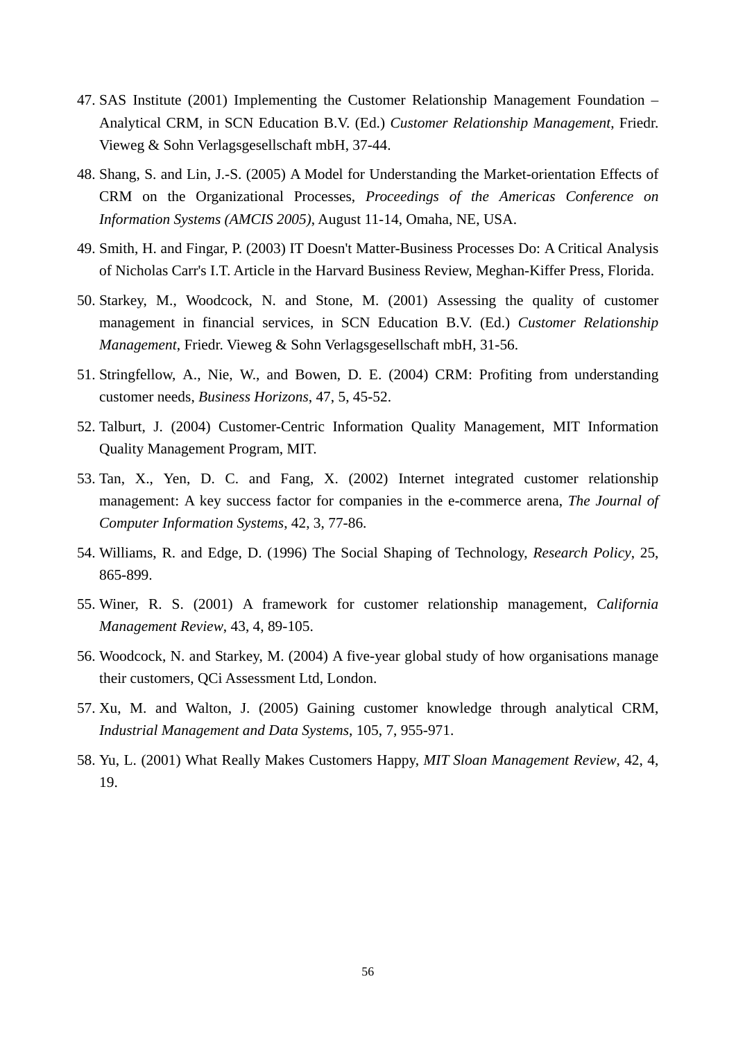47. SAS Institute (2001) Implementing the Customer Relationship Management Foundation – Analytical CRM, in SCN Education B.V. (Ed.) *Customer Relationship Management*, Friedr. Vieweg & Sohn Verlagsgesellschaft mbH, 37-44.
48. Shang, S. and Lin, J.-S. (2005) A Model for Understanding the Market-orientation Effects of CRM on the Organizational Processes, *Proceedings of the Americas Conference on Information Systems (AMCIS 2005)*, August 11-14, Omaha, NE, USA.
49. Smith, H. and Fingar, P. (2003) IT Doesn't Matter-Business Processes Do: A Critical Analysis of Nicholas Carr's I.T. Article in the Harvard Business Review, Meghan-Kiffer Press, Florida.
50. Starkey, M., Woodcock, N. and Stone, M. (2001) Assessing the quality of customer management in financial services, in SCN Education B.V. (Ed.) *Customer Relationship Management*, Friedr. Vieweg & Sohn Verlagsgesellschaft mbH, 31-56.
51. Stringfellow, A., Nie, W., and Bowen, D. E. (2004) CRM: Profiting from understanding customer needs, *Business Horizons*, 47, 5, 45-52.
52. Talburt, J. (2004) Customer-Centric Information Quality Management, MIT Information Quality Management Program, MIT.
53. Tan, X., Yen, D. C. and Fang, X. (2002) Internet integrated customer relationship management: A key success factor for companies in the e-commerce arena, *The Journal of Computer Information Systems*, 42, 3, 77-86.
54. Williams, R. and Edge, D. (1996) The Social Shaping of Technology, *Research Policy*, 25, 865-899.
55. Winer, R. S. (2001) A framework for customer relationship management, *California Management Review*, 43, 4, 89-105.
56. Woodcock, N. and Starkey, M. (2004) A five-year global study of how organisations manage their customers, QCi Assessment Ltd, London.
57. Xu, M. and Walton, J. (2005) Gaining customer knowledge through analytical CRM, *Industrial Management and Data Systems*, 105, 7, 955-971.
58. Yu, L. (2001) What Really Makes Customers Happy, *MIT Sloan Management Review*, 42, 4, 19.